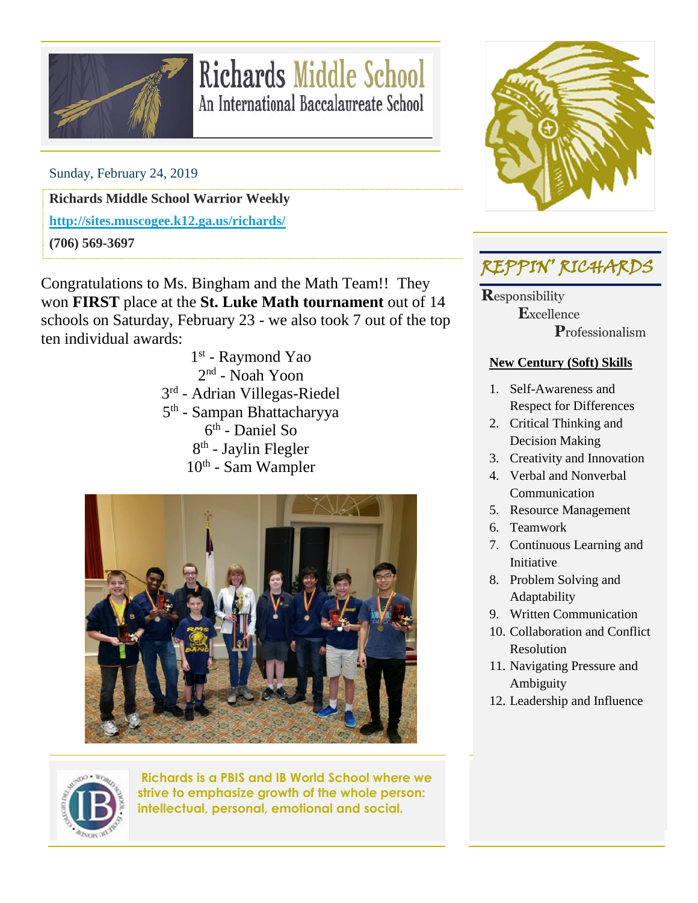# Richards Middle School
## An International Baccalaureate School

Sunday, February 24, 2019

**Richards Middle School Warrior Weekly**

**http://sites.muscogee.k12.ga.us/richards/**

**(706) 569-3697**

Congratulations to Ms. Bingham and the Math Team!! They won **FIRST** place at the **St. Luke Math tournament** out of 14 schools on Saturday, February 23 - we also took 7 out of the top ten individual awards:

1st - Raymond Yao
2nd - Noah Yoon
3rd - Adrian Villegas-Riedel
5th - Sampan Bhattacharyya
6th - Daniel So
8th - Jaylin Flegler
10th - Sam Wampler

**Richards is a PBIS and IB World School where we strive to emphasize growth of the whole person: intellectual, personal, emotional and social.**

## REPPIN' RICHARDS

**R**esponsibility
**E**xcellence
**P**rofessionalism

**New Century (Soft) Skills**

1. Self-Awareness and Respect for Differences
2. Critical Thinking and Decision Making
3. Creativity and Innovation
4. Verbal and Nonverbal Communication
5. Resource Management
6. Teamwork
7. Continuous Learning and Initiative
8. Problem Solving and Adaptability
9. Written Communication
10. Collaboration and Conflict Resolution
11. Navigating Pressure and Ambiguity
12. Leadership and Influence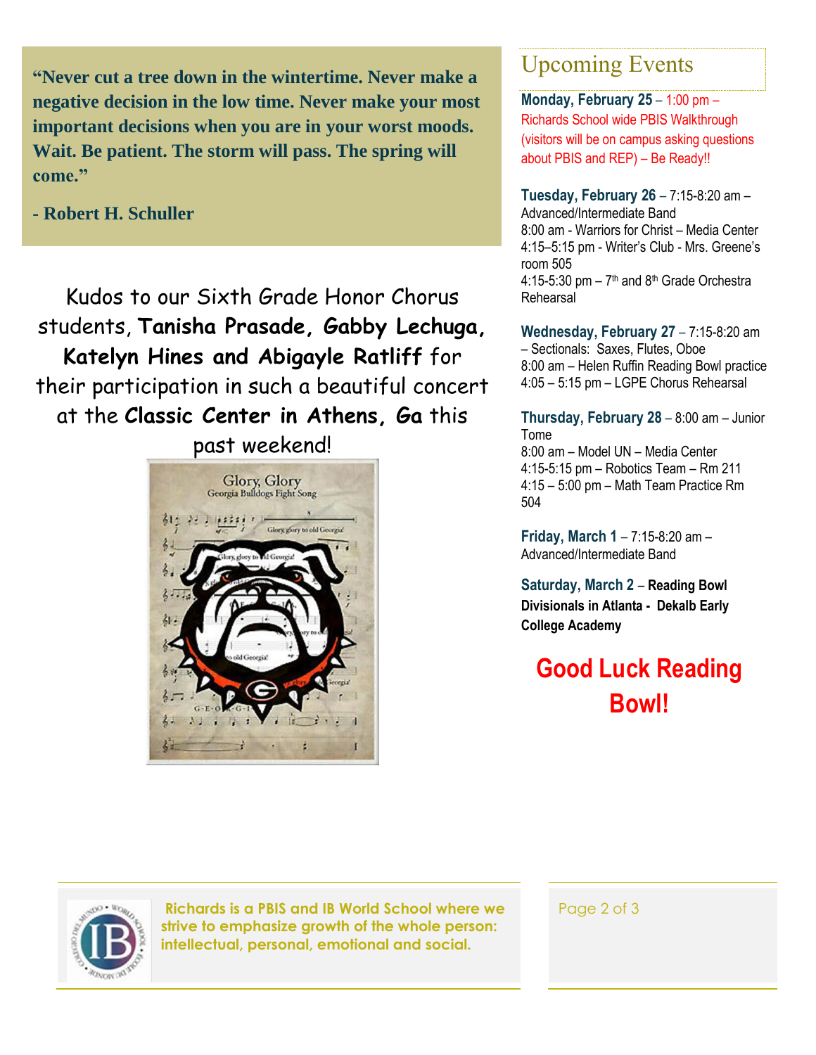**"Never cut a tree down in the wintertime. Never make a negative decision in the low time. Never make your most important decisions when you are in your worst moods. Wait. Be patient. The storm will pass. The spring will come."**

**- Robert H. Schuller**

Kudos to our Sixth Grade Honor Chorus students, **Tanisha Prasade, Gabby Lechuga, Katelyn Hines and Abigayle Ratliff** for their participation in such a beautiful concert at the **Classic Center in Athens, Ga** this past weekend!

## Upcoming Events

**Monday, February 25** – 1:00 pm – Richards School wide PBIS Walkthrough (visitors will be on campus asking questions about PBIS and REP) – Be Ready!!

**Tuesday, February 26** – 7:15-8:20 am – Advanced/Intermediate Band
8:00 am - Warriors for Christ – Media Center
4:15–5:15 pm - Writer's Club - Mrs. Greene's room 505
4:15-5:30 pm – 7th and 8th Grade Orchestra Rehearsal

**Wednesday, February 27** – 7:15-8:20 am – Sectionals: Saxes, Flutes, Oboe
8:00 am – Helen Ruffin Reading Bowl practice
4:05 – 5:15 pm – LGPE Chorus Rehearsal

**Thursday, February 28** – 8:00 am – Junior Tome
8:00 am – Model UN – Media Center
4:15-5:15 pm – Robotics Team – Rm 211
4:15 – 5:00 pm – Math Team Practice Rm 504

**Friday, March 1** – 7:15-8:20 am – Advanced/Intermediate Band

**Saturday, March 2** – **Reading Bowl Divisionals in Atlanta - Dekalb Early College Academy**

**Good Luck Reading Bowl!**

**Richards is a PBIS and IB World School where we strive to emphasize growth of the whole person: intellectual, personal, emotional and social.**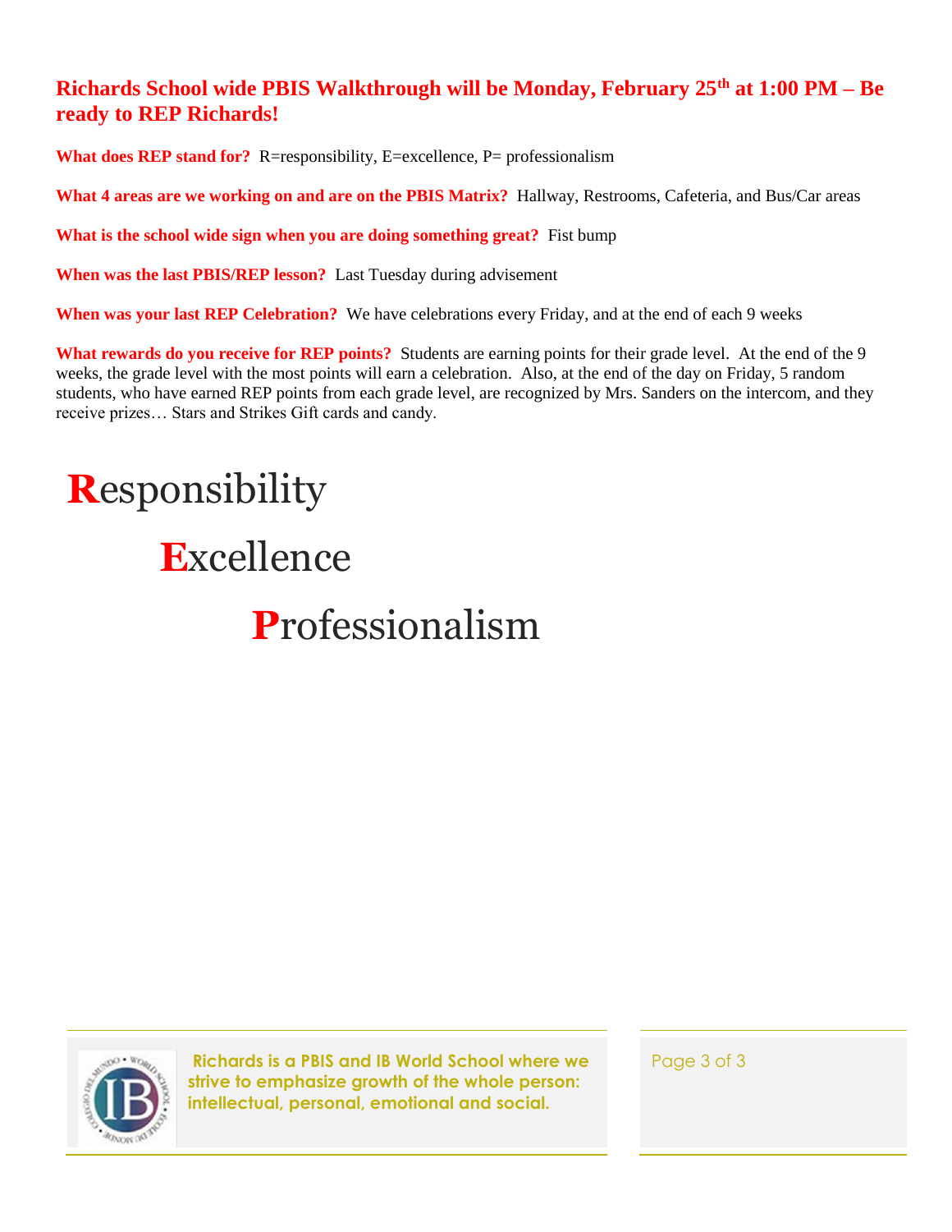## Richards School wide PBIS Walkthrough will be Monday, February 25th at 1:00 PM – Be ready to REP Richards!

**What does REP stand for?** R=responsibility, E=excellence, P= professionalism

**What 4 areas are we working on and are on the PBIS Matrix?** Hallway, Restrooms, Cafeteria, and Bus/Car areas

**What is the school wide sign when you are doing something great?** Fist bump

**When was the last PBIS/REP lesson?** Last Tuesday during advisement

**When was your last REP Celebration?** We have celebrations every Friday, and at the end of each 9 weeks

**What rewards do you receive for REP points?** Students are earning points for their grade level. At the end of the 9 weeks, the grade level with the most points will earn a celebration. Also, at the end of the day on Friday, 5 random students, who have earned REP points from each grade level, are recognized by Mrs. Sanders on the intercom, and they receive prizes… Stars and Strikes Gift cards and candy.

**R**esponsibility

**E**xcellence

**P**rofessionalism

**Richards is a PBIS and IB World School where we strive to emphasize growth of the whole person: intellectual, personal, emotional and social.**